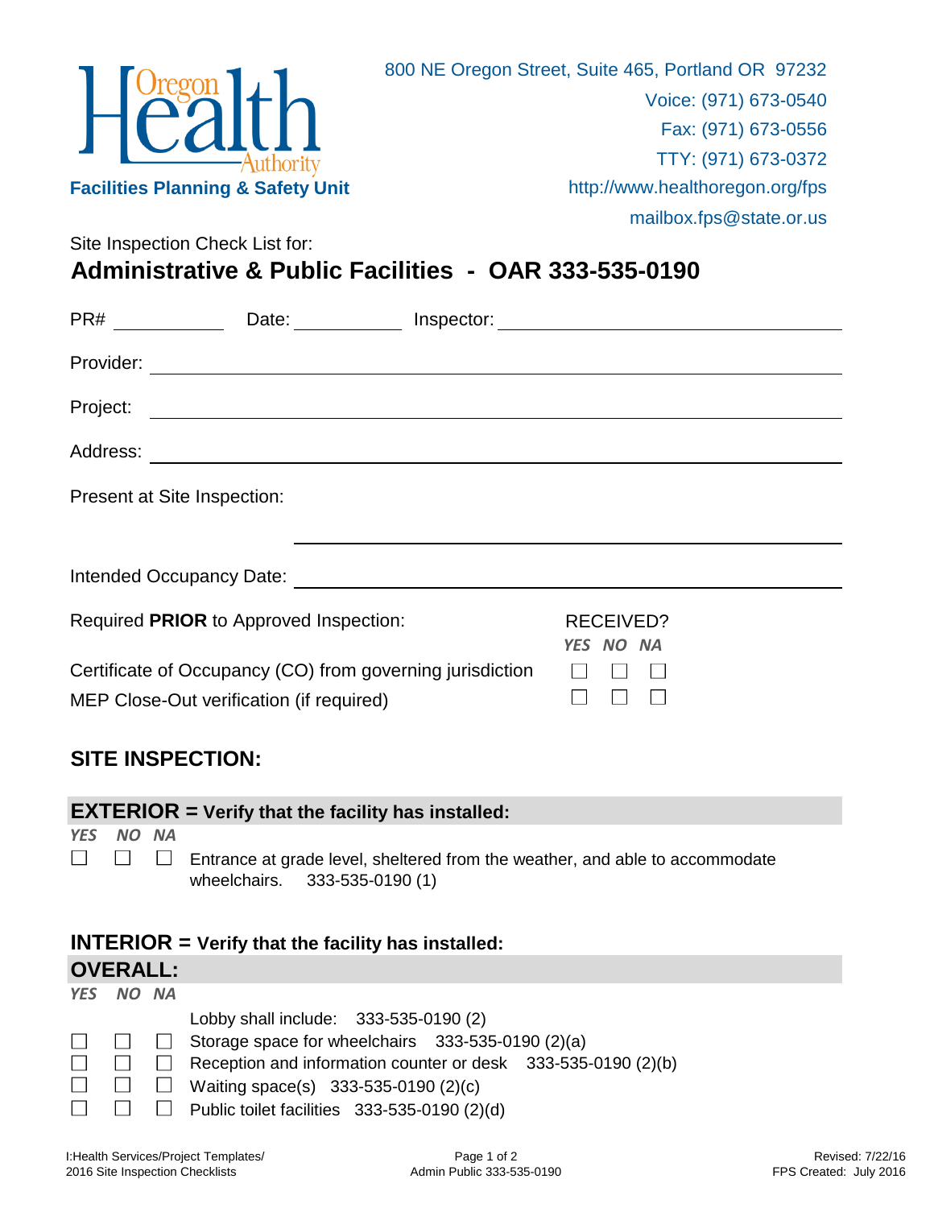Oregon Health Authority

**Facilities Planning & Safety Unit**

800 NE Oregon Street, Suite 465, Portland OR 97232
Voice: (971) 673-0540
Fax: (971) 673-0556
TTY: (971) 673-0372
http://www.healthoregon.org/fps
mailbox.fps@state.or.us

Site Inspection Check List for:

# Administrative & Public Facilities - OAR 333-535-0190

PR# ____________ Date: ____________ Inspector: ______________________________

Provider: ______________________________________________

Project: ______________________________________________

Address: ______________________________________________

Present at Site Inspection:

______________________________________________

Intended Occupancy Date: ______________________________________________

Required **PRIOR** to Approved Inspection:

| | RECEIVED? YES | NO | NA |
|---|---|---|---|
| Certificate of Occupancy (CO) from governing jurisdiction | ☐ | ☐ | ☐ |
| MEP Close-Out verification (if required) | ☐ | ☐ | ☐ |

## SITE INSPECTION:

### EXTERIOR = Verify that the facility has installed:

| *YES* | *NO* | *NA* | |
|---|---|---|---|
| ☐ | ☐ | ☐ | Entrance at grade level, sheltered from the weather, and able to accommodate wheelchairs. 333-535-0190 (1) |

### INTERIOR = Verify that the facility has installed:

### OVERALL:

| *YES* | *NO* | *NA* | |
|---|---|---|---|
| | | | Lobby shall include: 333-535-0190 (2) |
| ☐ | ☐ | ☐ | Storage space for wheelchairs 333-535-0190 (2)(a) |
| ☐ | ☐ | ☐ | Reception and information counter or desk 333-535-0190 (2)(b) |
| ☐ | ☐ | ☐ | Waiting space(s) 333-535-0190 (2)(c) |
| ☐ | ☐ | ☐ | Public toilet facilities 333-535-0190 (2)(d) |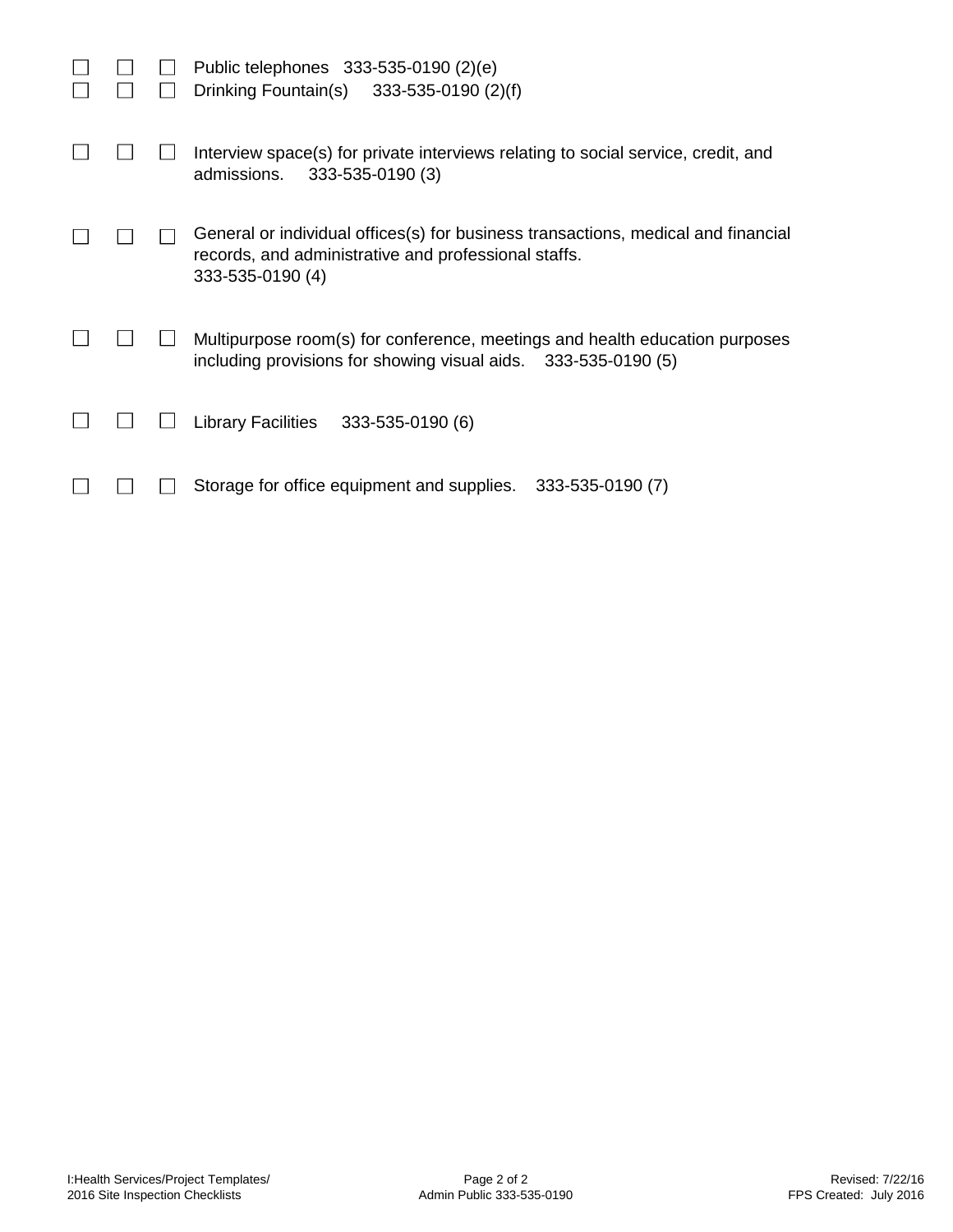☐ ☐ ☐ Public telephones 333-535-0190 (2)(e)

☐ ☐ ☐ Drinking Fountain(s) 333-535-0190 (2)(f)

☐ ☐ ☐ Interview space(s) for private interviews relating to social service, credit, and admissions. 333-535-0190 (3)

☐ ☐ ☐ General or individual offices(s) for business transactions, medical and financial records, and administrative and professional staffs. 333-535-0190 (4)

☐ ☐ ☐ Multipurpose room(s) for conference, meetings and health education purposes including provisions for showing visual aids. 333-535-0190 (5)

☐ ☐ ☐ Library Facilities 333-535-0190 (6)

☐ ☐ ☐ Storage for office equipment and supplies. 333-535-0190 (7)